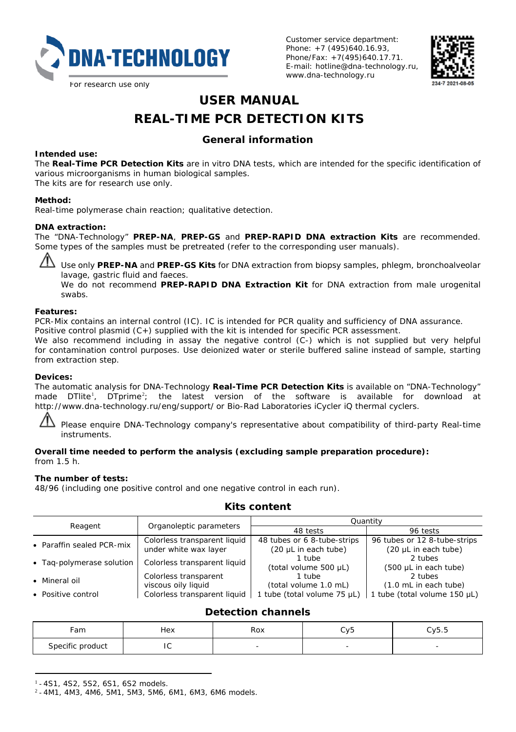DNA-TECHNOLOGY

For research use only

Customer service department:
Phone: +7 (495)640.16.93,
Phone/Fax: +7(495)640.17.71.
E-mail: hotline@dna-technology.ru,
www.dna-technology.ru

234-7 2021-08-05

# USER MANUAL

# REAL-TIME PCR DETECTION KITS

## General information

**Intended use:**
The **Real-Time PCR Detection Kits** are in vitro DNA tests, which are intended for the specific identification of various microorganisms in human biological samples.
The kits are for research use only.

**Method:**
Real-time polymerase chain reaction; qualitative detection.

**DNA extraction:**
The "DNA-Technology" **PREP-NA**, **PREP-GS** and **PREP-RAPID DNA extraction Kits** are recommended. Some types of the samples must be pretreated (refer to the corresponding user manuals).

⚠ Use only **PREP-NA** and **PREP-GS Kits** for DNA extraction from biopsy samples, phlegm, bronchoalveolar lavage, gastric fluid and faeces.
We do not recommend **PREP-RAPID DNA Extraction Kit** for DNA extraction from male urogenital swabs.

**Features:**
PCR-Mix contains an internal control (IC). IC is intended for PCR quality and sufficiency of DNA assurance.
Positive control plasmid (C+) supplied with the kit is intended for specific PCR assessment.
We also recommend including in assay the negative control (C-) which is not supplied but very helpful for contamination control purposes. Use deionized water or sterile buffered saline instead of sample, starting from extraction step.

**Devices:**
The automatic analysis for DNA-Technology **Real-Time PCR Detection Kits** is available on "DNA-Technology" made DTlite[1], DTprime[2]; the latest version of the software is available for download at http://www.dna-technology.ru/eng/support/ or Bio-Rad Laboratories iCycler iQ thermal cyclers.

⚠ Please enquire DNA-Technology company's representative about compatibility of third-party Real-time instruments.

**Overall time needed to perform the analysis (excluding sample preparation procedure):**
from 1.5 h.

**The number of tests:**
48/96 (including one positive control and one negative control in each run).

## Kits content

| Reagent | Organoleptic parameters | Quantity | |
|---|---|---|---|
| | | 48 tests | 96 tests |
| • Paraffin sealed PCR-mix | Colorless transparent liquid under white wax layer | 48 tubes or 6 8-tube-strips (20 µL in each tube) | 96 tubes or 12 8-tube-strips (20 µL in each tube) |
| • Taq-polymerase solution | Colorless transparent liquid | 1 tube (total volume 500 µL) | 2 tubes (500 µL in each tube) |
| • Mineral oil | Colorless transparent viscous oily liquid | 1 tube (total volume 1.0 mL) | 2 tubes (1.0 mL in each tube) |
| • Positive control | Colorless transparent liquid | 1 tube (total volume 75 µL) | 1 tube (total volume 150 µL) |

## Detection channels

| Fam | Hex | Rox | Cy5 | Cy5.5 |
|---|---|---|---|---|
| Specific product | IC | - | - | - |

[1] - 4S1, 4S2, 5S2, 6S1, 6S2 models.
[2] - 4M1, 4M3, 4M6, 5M1, 5M3, 5M6, 6M1, 6M3, 6M6 models.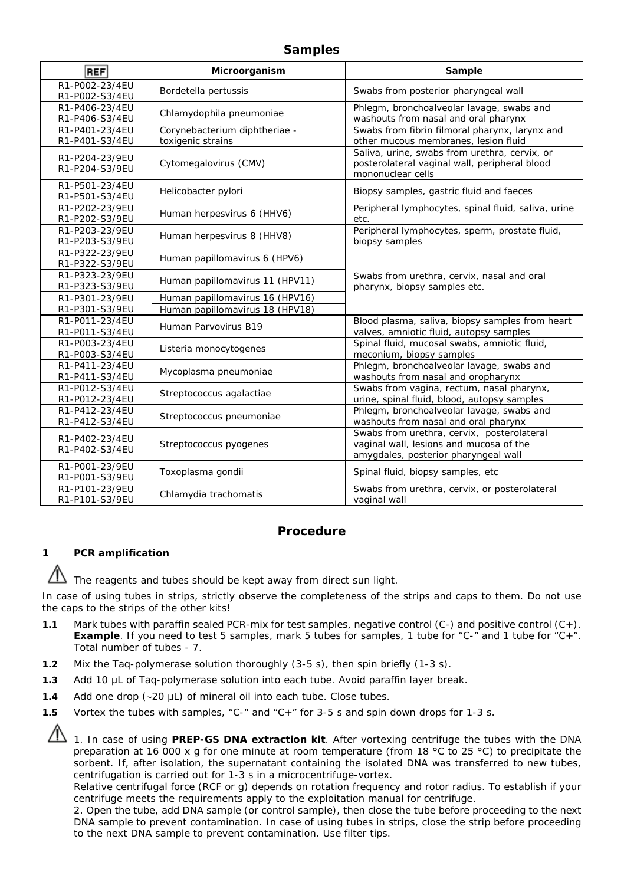## Samples

| REF | Microorganism | Sample |
|---|---|---|
| R1-P002-23/4EU<br>R1-P002-S3/4EU | Bordetella pertussis | Swabs from posterior pharyngeal wall |
| R1-P406-23/4EU<br>R1-P406-S3/4EU | Chlamydophila pneumoniae | Phlegm, bronchoalveolar lavage, swabs and washouts from nasal and oral pharynx |
| R1-P401-23/4EU<br>R1-P401-S3/4EU | Corynebacterium diphtheriae - toxigenic strains | Swabs from fibrin filmoral pharynx, larynx and other mucous membranes, lesion fluid |
| R1-P204-23/9EU<br>R1-P204-S3/9EU | Cytomegalovirus (CMV) | Saliva, urine, swabs from urethra, cervix, or posterolateral vaginal wall, peripheral blood mononuclear cells |
| R1-P501-23/4EU<br>R1-P501-S3/4EU | Helicobacter pylori | Biopsy samples, gastric fluid and faeces |
| R1-P202-23/9EU<br>R1-P202-S3/9EU | Human herpesvirus 6 (HHV6) | Peripheral lymphocytes, spinal fluid, saliva, urine etc. |
| R1-P203-23/9EU<br>R1-P203-S3/9EU | Human herpesvirus 8 (HHV8) | Peripheral lymphocytes, sperm, prostate fluid, biopsy samples |
| R1-P322-23/9EU<br>R1-P322-S3/9EU | Human papillomavirus 6 (HPV6) | Swabs from urethra, cervix, nasal and oral pharynx, biopsy samples etc. |
| R1-P323-23/9EU<br>R1-P323-S3/9EU | Human papillomavirus 11 (HPV11) | |
| R1-P301-23/9EU<br>R1-P301-S3/9EU | Human papillomavirus 16 (HPV16)<br>Human papillomavirus 18 (HPV18) | |
| R1-P011-23/4EU<br>R1-P011-S3/4EU | Human Parvovirus B19 | Blood plasma, saliva, biopsy samples from heart valves, amniotic fluid, autopsy samples |
| R1-P003-23/4EU<br>R1-P003-S3/4EU | Listeria monocytogenes | Spinal fluid, mucosal swabs, amniotic fluid, meconium, biopsy samples |
| R1-P411-23/4EU<br>R1-P411-S3/4EU | Mycoplasma pneumoniae | Phlegm, bronchoalveolar lavage, swabs and washouts from nasal and oropharynx |
| R1-P012-S3/4EU<br>R1-P012-23/4EU | Streptococcus agalactiae | Swabs from vagina, rectum, nasal pharynx, urine, spinal fluid, blood, autopsy samples |
| R1-P412-23/4EU<br>R1-P412-S3/4EU | Streptococcus pneumoniae | Phlegm, bronchoalveolar lavage, swabs and washouts from nasal and oral pharynx |
| R1-P402-23/4EU<br>R1-P402-S3/4EU | Streptococcus pyogenes | Swabs from urethra, cervix, posterolateral vaginal wall, lesions and mucosa of the amygdales, posterior pharyngeal wall |
| R1-P001-23/9EU<br>R1-P001-S3/9EU | Toxoplasma gondii | Spinal fluid, biopsy samples, etc |
| R1-P101-23/9EU<br>R1-P101-S3/9EU | Chlamydia trachomatis | Swabs from urethra, cervix, or posterolateral vaginal wall |

## Procedure

### 1 PCR amplification

⚠ The reagents and tubes should be kept away from direct sun light.

In case of using tubes in strips, strictly observe the completeness of the strips and caps to them. Do not use the caps to the strips of the other kits!

**1.1** Mark tubes with paraffin sealed PCR-mix for test samples, negative control (C-) and positive control (C+). **Example**. If you need to test 5 samples, mark 5 tubes for samples, 1 tube for "C-" and 1 tube for "C+". Total number of tubes - 7.

**1.2** Mix the Taq-polymerase solution thoroughly (3-5 s), then spin briefly (1-3 s).

**1.3** Add 10 µL of Taq-polymerase solution into each tube. Avoid paraffin layer break.

**1.4** Add one drop (~20 µL) of mineral oil into each tube. Close tubes.

**1.5** Vortex the tubes with samples, "C-" and "C+" for 3-5 s and spin down drops for 1-3 s.

⚠ 1. In case of using **PREP-GS DNA extraction kit**. After vortexing centrifuge the tubes with the DNA preparation at 16 000 x g for one minute at room temperature (from 18 °C to 25 °C) to precipitate the sorbent. If, after isolation, the supernatant containing the isolated DNA was transferred to new tubes, centrifugation is carried out for 1-3 s in a microcentrifuge-vortex.
Relative centrifugal force (RCF or g) depends on rotation frequency and rotor radius. To establish if your centrifuge meets the requirements apply to the exploitation manual for centrifuge.
2. Open the tube, add DNA sample (or control sample), then close the tube before proceeding to the next DNA sample to prevent contamination. In case of using tubes in strips, close the strip before proceeding to the next DNA sample to prevent contamination. Use filter tips.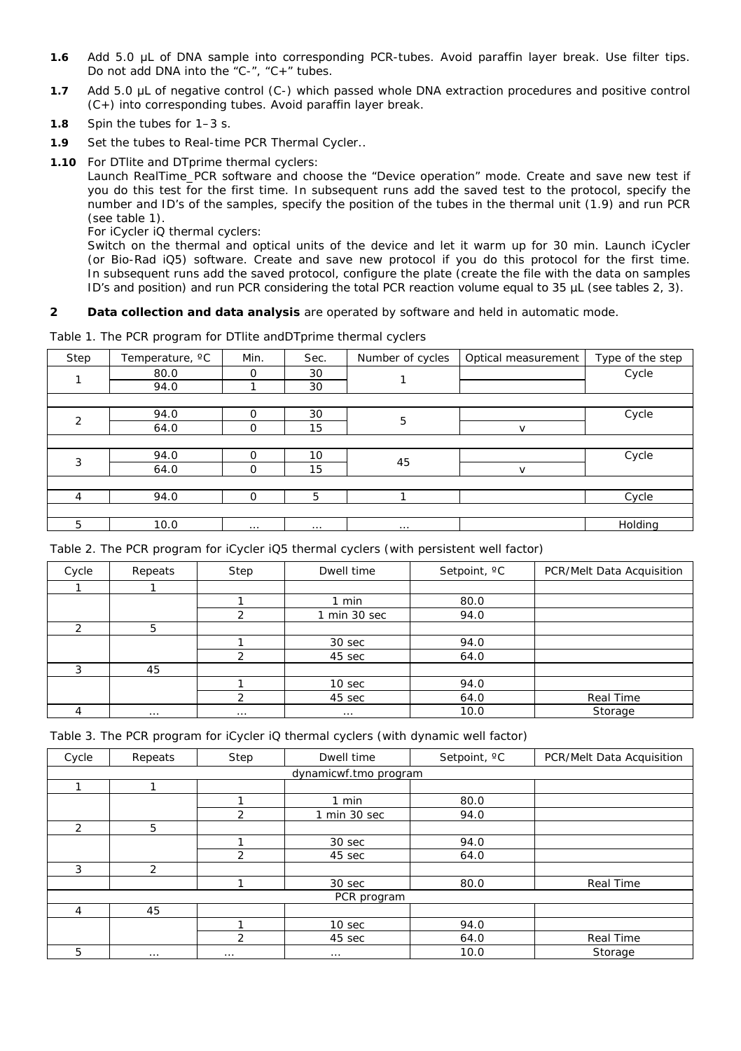**1.6** Add 5.0 µL of DNA sample into corresponding PCR-tubes. Avoid paraffin layer break. Use filter tips. Do not add DNA into the "C-", "C+" tubes.

**1.7** Add 5.0 µL of negative control (C-) which passed whole DNA extraction procedures and positive control (C+) into corresponding tubes. Avoid paraffin layer break.

**1.8** Spin the tubes for 1–3 s.

**1.9** Set the tubes to Real-time PCR Thermal Cycler..

**1.10** For DTlite and DTprime thermal cyclers:
Launch RealTime_PCR software and choose the "Device operation" mode. Create and save new test if you do this test for the first time. In subsequent runs add the saved test to the protocol, specify the number and ID's of the samples, specify the position of the tubes in the thermal unit (1.9) and run PCR (see table 1).
For iCycler iQ thermal cyclers:
Switch on the thermal and optical units of the device and let it warm up for 30 min. Launch iCycler (or Bio-Rad iQ5) software. Create and save new protocol if you do this protocol for the first time. In subsequent runs add the saved protocol, configure the plate (create the file with the data on samples ID's and position) and run PCR considering the total PCR reaction volume equal to 35 µL (see tables 2, 3).

**2** **Data collection and data analysis** are operated by software and held in automatic mode.

Table 1. The PCR program for DTlite andDTprime thermal cyclers

| Step | Temperature, ºC | Min. | Sec. | Number of cycles | Optical measurement | Type of the step |
|---|---|---|---|---|---|---|
| 1 | 80.0 | 0 | 30 | 1 | | Cycle |
| | 94.0 | 1 | 30 | | | |
| 2 | 94.0 | 0 | 30 | 5 | | Cycle |
| | 64.0 | 0 | 15 | | v | |
| 3 | 94.0 | 0 | 10 | 45 | | Cycle |
| | 64.0 | 0 | 15 | | v | |
| 4 | 94.0 | 0 | 5 | 1 | | Cycle |
| 5 | 10.0 | … | … | … | | Holding |

Table 2. The PCR program for iCycler iQ5 thermal cyclers (with persistent well factor)

| Cycle | Repeats | Step | Dwell time | Setpoint, ºC | PCR/Melt Data Acquisition |
|---|---|---|---|---|---|
| 1 | 1 | | | | |
| | | 1 | 1 min | 80.0 | |
| | | 2 | 1 min 30 sec | 94.0 | |
| 2 | 5 | | | | |
| | | 1 | 30 sec | 94.0 | |
| | | 2 | 45 sec | 64.0 | |
| 3 | 45 | | | | |
| | | 1 | 10 sec | 94.0 | |
| | | 2 | 45 sec | 64.0 | Real Time |
| 4 | … | … | … | 10.0 | Storage |

Table 3. The PCR program for iCycler iQ thermal cyclers (with dynamic well factor)

| Cycle | Repeats | Step | Dwell time | Setpoint, ºC | PCR/Melt Data Acquisition |
|---|---|---|---|---|---|
| dynamicwf.tmo program | | | | | |
| 1 | 1 | | | | |
| | | 1 | 1 min | 80.0 | |
| | | 2 | 1 min 30 sec | 94.0 | |
| 2 | 5 | | | | |
| | | 1 | 30 sec | 94.0 | |
| | | 2 | 45 sec | 64.0 | |
| 3 | 2 | | | | |
| | | 1 | 30 sec | 80.0 | Real Time |
| PCR program | | | | | |
| 4 | 45 | | | | |
| | | 1 | 10 sec | 94.0 | |
| | | 2 | 45 sec | 64.0 | Real Time |
| 5 | … | … | … | 10.0 | Storage |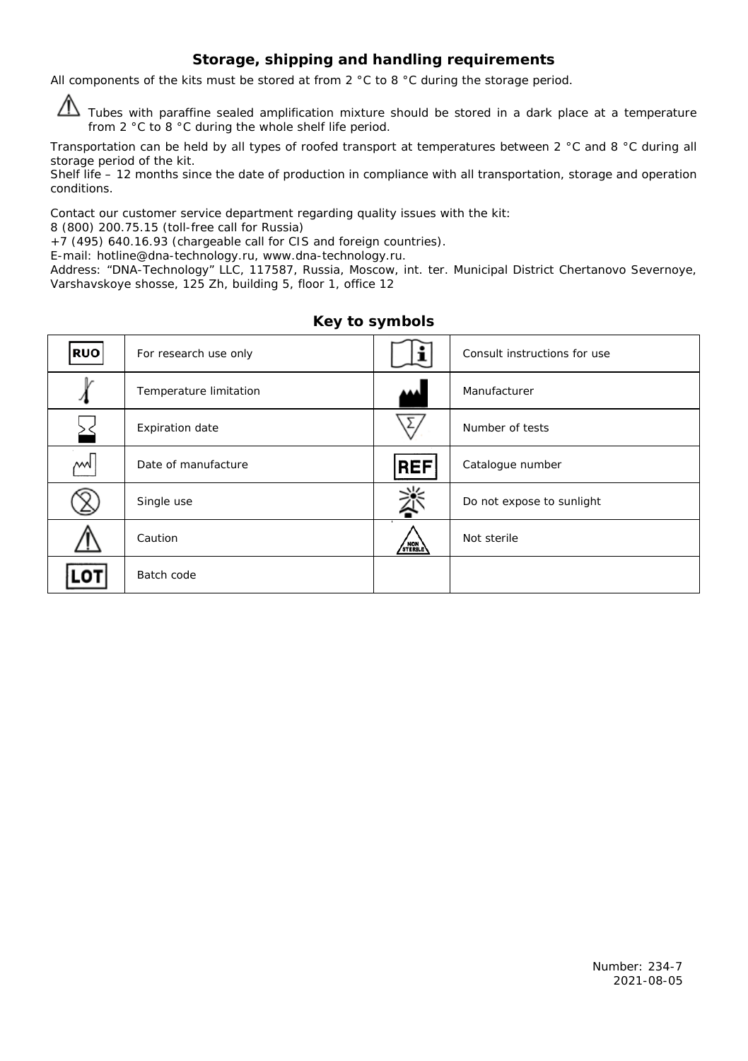## Storage, shipping and handling requirements

All components of the kits must be stored at from 2 °C to 8 °C during the storage period.

⚠ Tubes with paraffine sealed amplification mixture should be stored in a dark place at a temperature from 2 °C to 8 °C during the whole shelf life period.

Transportation can be held by all types of roofed transport at temperatures between 2 °C and 8 °C during all storage period of the kit.
Shelf life – 12 months since the date of production in compliance with all transportation, storage and operation conditions.

Contact our customer service department regarding quality issues with the kit:
8 (800) 200.75.15 (toll-free call for Russia)
+7 (495) 640.16.93 (chargeable call for CIS and foreign countries).
E-mail: hotline@dna-technology.ru, www.dna-technology.ru.
Address: "DNA-Technology" LLC, 117587, Russia, Moscow, int. ter. Municipal District Chertanovo Severnoye, Varshavskoye shosse, 125 Zh, building 5, floor 1, office 12

## Key to symbols

| | | | |
|---|---|---|---|
| RUO | For research use only | i | Consult instructions for use |
| | Temperature limitation | | Manufacturer |
| | Expiration date | Σ | Number of tests |
| | Date of manufacture | REF | Catalogue number |
| | Single use | | Do not expose to sunlight |
| ⚠ | Caution | NON STERILE | Not sterile |
| LOT | Batch code | | |

Number: 234-7
2021-08-05